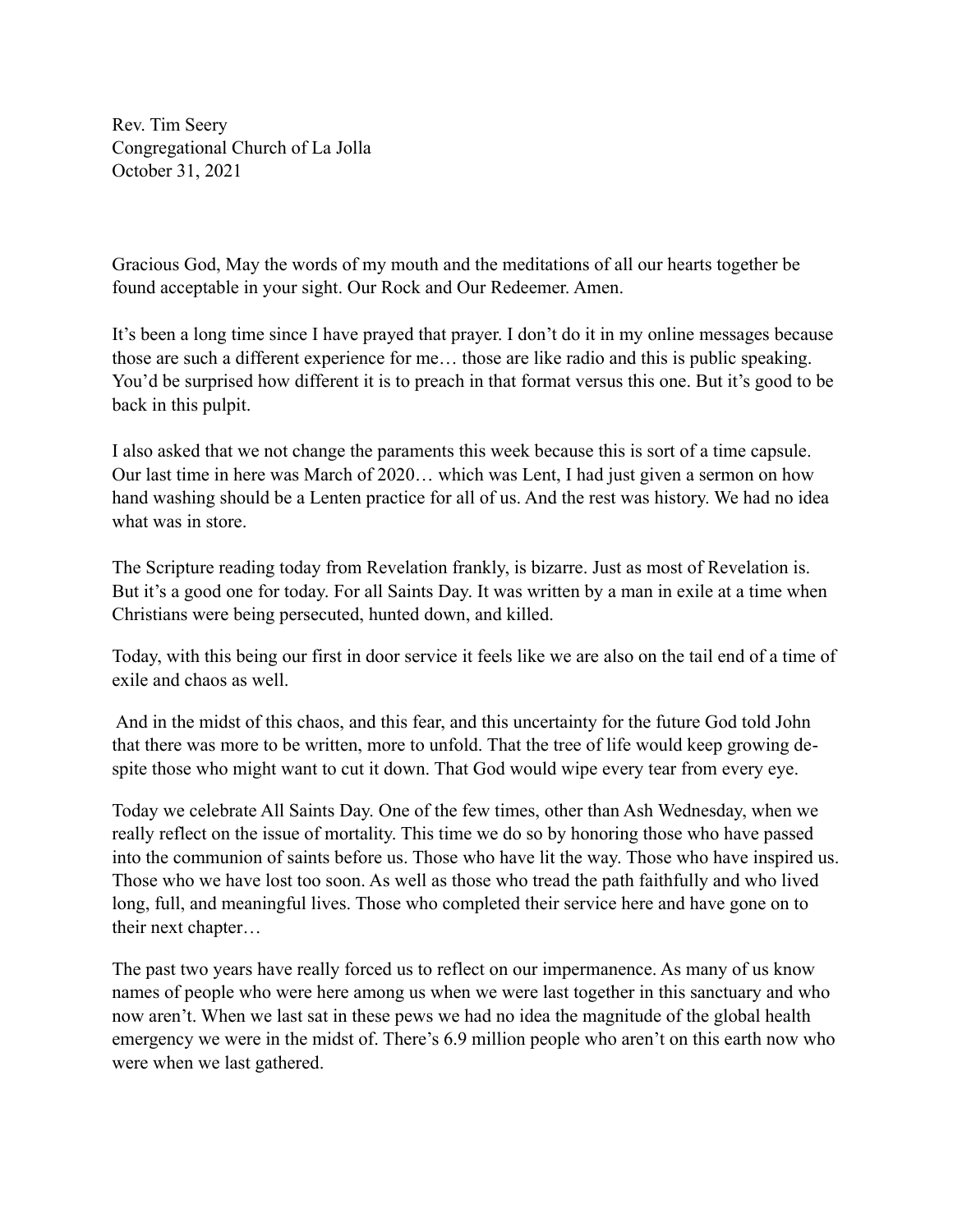Rev. Tim Seery
Congregational Church of La Jolla
October 31, 2021

Gracious God, May the words of my mouth and the meditations of all our hearts together be found acceptable in your sight. Our Rock and Our Redeemer. Amen.

It's been a long time since I have prayed that prayer. I don't do it in my online messages because those are such a different experience for me… those are like radio and this is public speaking. You'd be surprised how different it is to preach in that format versus this one. But it's good to be back in this pulpit.

I also asked that we not change the paraments this week because this is sort of a time capsule. Our last time in here was March of 2020… which was Lent, I had just given a sermon on how hand washing should be a Lenten practice for all of us. And the rest was history. We had no idea what was in store.

The Scripture reading today from Revelation frankly, is bizarre. Just as most of Revelation is. But it's a good one for today. For all Saints Day. It was written by a man in exile at a time when Christians were being persecuted, hunted down, and killed.

Today, with this being our first in door service it feels like we are also on the tail end of a time of exile and chaos as well.

And in the midst of this chaos, and this fear, and this uncertainty for the future God told John that there was more to be written, more to unfold. That the tree of life would keep growing despite those who might want to cut it down. That God would wipe every tear from every eye.

Today we celebrate All Saints Day. One of the few times, other than Ash Wednesday, when we really reflect on the issue of mortality. This time we do so by honoring those who have passed into the communion of saints before us. Those who have lit the way. Those who have inspired us. Those who we have lost too soon. As well as those who tread the path faithfully and who lived long, full, and meaningful lives. Those who completed their service here and have gone on to their next chapter…

The past two years have really forced us to reflect on our impermanence. As many of us know names of people who were here among us when we were last together in this sanctuary and who now aren't. When we last sat in these pews we had no idea the magnitude of the global health emergency we were in the midst of. There's 6.9 million people who aren't on this earth now who were when we last gathered.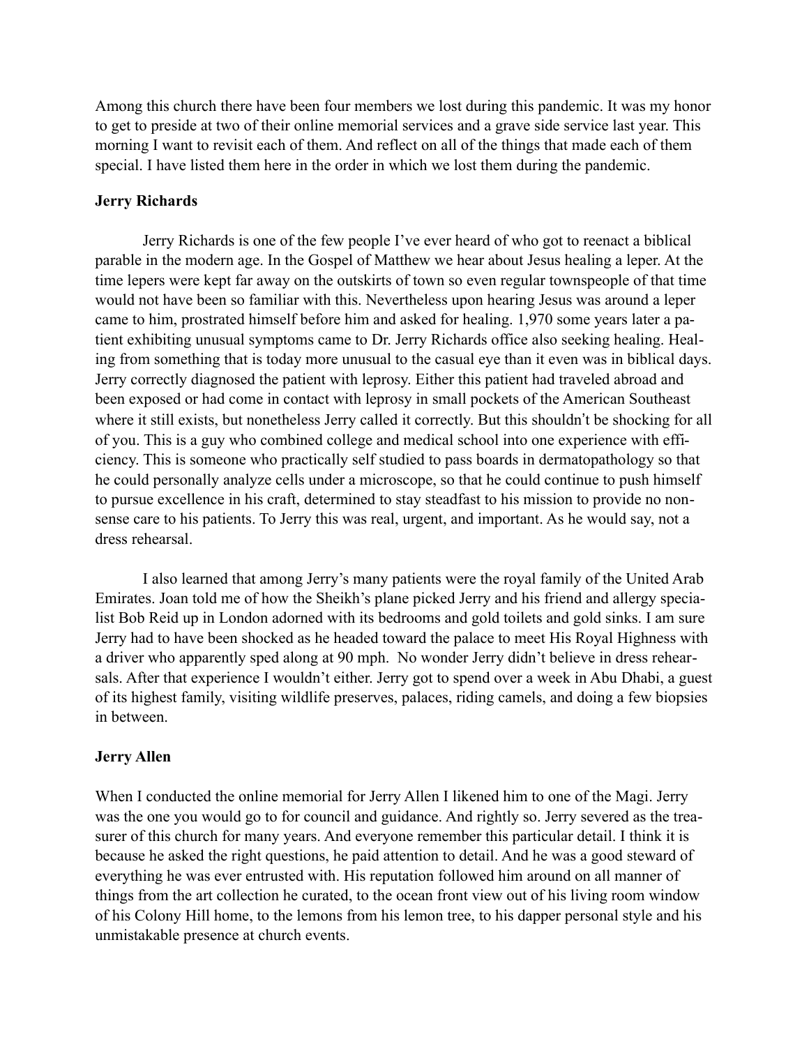Among this church there have been four members we lost during this pandemic. It was my honor to get to preside at two of their online memorial services and a grave side service last year. This morning I want to revisit each of them. And reflect on all of the things that made each of them special. I have listed them here in the order in which we lost them during the pandemic.

**Jerry Richards**

Jerry Richards is one of the few people I've ever heard of who got to reenact a biblical parable in the modern age. In the Gospel of Matthew we hear about Jesus healing a leper. At the time lepers were kept far away on the outskirts of town so even regular townspeople of that time would not have been so familiar with this. Nevertheless upon hearing Jesus was around a leper came to him, prostrated himself before him and asked for healing. 1,970 some years later a patient exhibiting unusual symptoms came to Dr. Jerry Richards office also seeking healing. Healing from something that is today more unusual to the casual eye than it even was in biblical days. Jerry correctly diagnosed the patient with leprosy. Either this patient had traveled abroad and been exposed or had come in contact with leprosy in small pockets of the American Southeast where it still exists, but nonetheless Jerry called it correctly. But this shouldn't be shocking for all of you. This is a guy who combined college and medical school into one experience with efficiency. This is someone who practically self studied to pass boards in dermatopathology so that he could personally analyze cells under a microscope, so that he could continue to push himself to pursue excellence in his craft, determined to stay steadfast to his mission to provide no nonsense care to his patients. To Jerry this was real, urgent, and important. As he would say, not a dress rehearsal.

I also learned that among Jerry's many patients were the royal family of the United Arab Emirates. Joan told me of how the Sheikh's plane picked Jerry and his friend and allergy specialist Bob Reid up in London adorned with its bedrooms and gold toilets and gold sinks. I am sure Jerry had to have been shocked as he headed toward the palace to meet His Royal Highness with a driver who apparently sped along at 90 mph. No wonder Jerry didn't believe in dress rehearsals. After that experience I wouldn't either. Jerry got to spend over a week in Abu Dhabi, a guest of its highest family, visiting wildlife preserves, palaces, riding camels, and doing a few biopsies in between.

**Jerry Allen**

When I conducted the online memorial for Jerry Allen I likened him to one of the Magi. Jerry was the one you would go to for council and guidance. And rightly so. Jerry severed as the treasurer of this church for many years. And everyone remember this particular detail. I think it is because he asked the right questions, he paid attention to detail. And he was a good steward of everything he was ever entrusted with. His reputation followed him around on all manner of things from the art collection he curated, to the ocean front view out of his living room window of his Colony Hill home, to the lemons from his lemon tree, to his dapper personal style and his unmistakable presence at church events.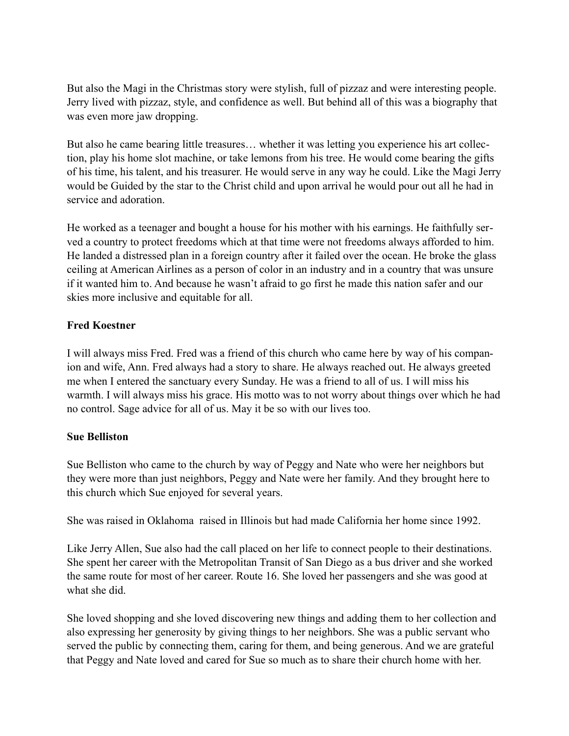But also the Magi in the Christmas story were stylish, full of pizzaz and were interesting people. Jerry lived with pizzaz, style, and confidence as well. But behind all of this was a biography that was even more jaw dropping.

But also he came bearing little treasures… whether it was letting you experience his art collection, play his home slot machine, or take lemons from his tree. He would come bearing the gifts of his time, his talent, and his treasurer. He would serve in any way he could. Like the Magi Jerry would be Guided by the star to the Christ child and upon arrival he would pour out all he had in service and adoration.

He worked as a teenager and bought a house for his mother with his earnings. He faithfully served a country to protect freedoms which at that time were not freedoms always afforded to him. He landed a distressed plan in a foreign country after it failed over the ocean. He broke the glass ceiling at American Airlines as a person of color in an industry and in a country that was unsure if it wanted him to. And because he wasn't afraid to go first he made this nation safer and our skies more inclusive and equitable for all.

**Fred Koestner**

I will always miss Fred. Fred was a friend of this church who came here by way of his companion and wife, Ann. Fred always had a story to share. He always reached out. He always greeted me when I entered the sanctuary every Sunday. He was a friend to all of us. I will miss his warmth. I will always miss his grace. His motto was to not worry about things over which he had no control. Sage advice for all of us. May it be so with our lives too.

**Sue Belliston**

Sue Belliston who came to the church by way of Peggy and Nate who were her neighbors but they were more than just neighbors, Peggy and Nate were her family. And they brought here to this church which Sue enjoyed for several years.

She was raised in Oklahoma  raised in Illinois but had made California her home since 1992.

Like Jerry Allen, Sue also had the call placed on her life to connect people to their destinations. She spent her career with the Metropolitan Transit of San Diego as a bus driver and she worked the same route for most of her career. Route 16. She loved her passengers and she was good at what she did.

She loved shopping and she loved discovering new things and adding them to her collection and also expressing her generosity by giving things to her neighbors. She was a public servant who served the public by connecting them, caring for them, and being generous. And we are grateful that Peggy and Nate loved and cared for Sue so much as to share their church home with her.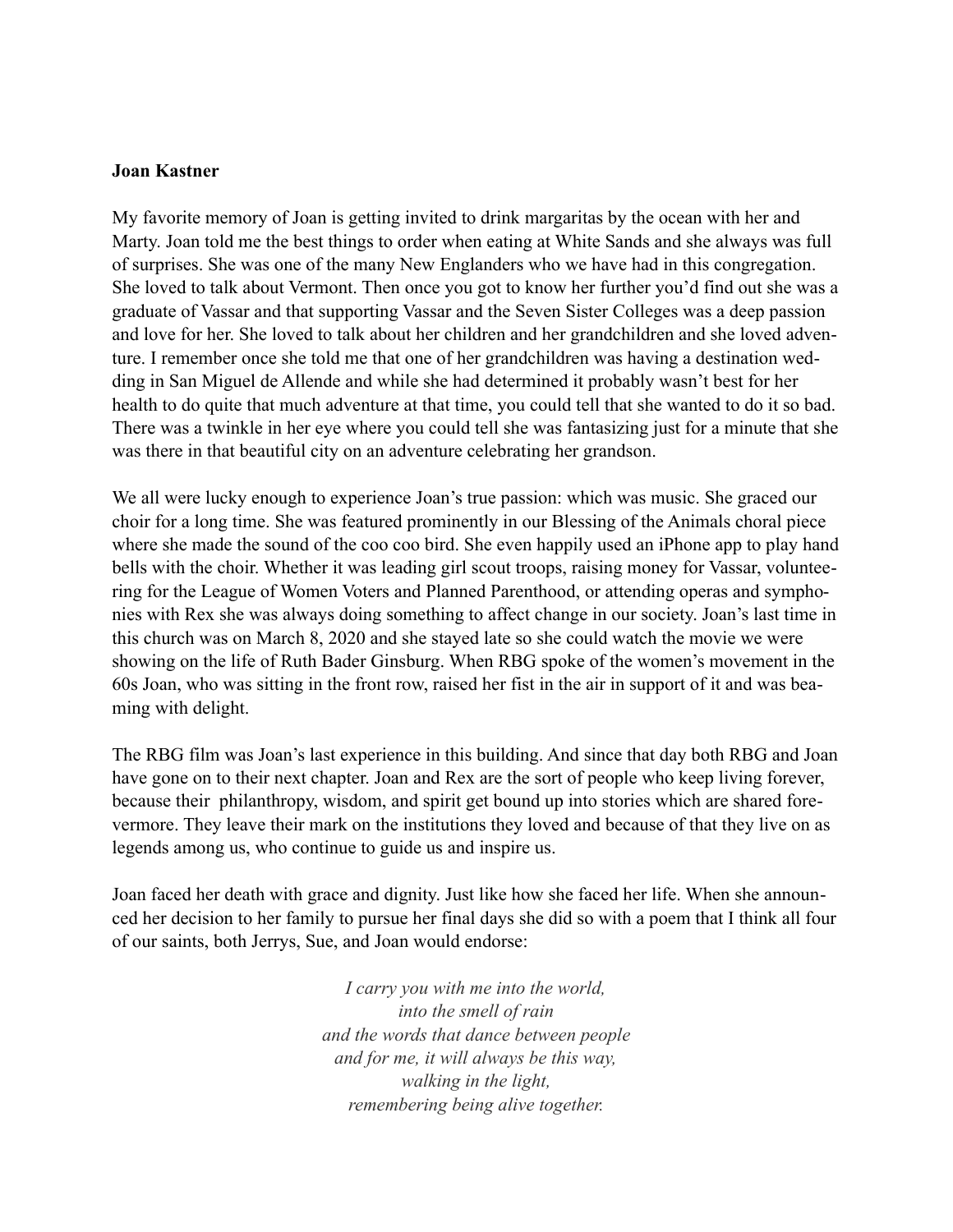**Joan Kastner**

My favorite memory of Joan is getting invited to drink margaritas by the ocean with her and Marty. Joan told me the best things to order when eating at White Sands and she always was full of surprises. She was one of the many New Englanders who we have had in this congregation. She loved to talk about Vermont. Then once you got to know her further you'd find out she was a graduate of Vassar and that supporting Vassar and the Seven Sister Colleges was a deep passion and love for her. She loved to talk about her children and her grandchildren and she loved adventure. I remember once she told me that one of her grandchildren was having a destination wedding in San Miguel de Allende and while she had determined it probably wasn't best for her health to do quite that much adventure at that time, you could tell that she wanted to do it so bad. There was a twinkle in her eye where you could tell she was fantasizing just for a minute that she was there in that beautiful city on an adventure celebrating her grandson.

We all were lucky enough to experience Joan's true passion: which was music. She graced our choir for a long time. She was featured prominently in our Blessing of the Animals choral piece where she made the sound of the coo coo bird. She even happily used an iPhone app to play hand bells with the choir. Whether it was leading girl scout troops, raising money for Vassar, volunteering for the League of Women Voters and Planned Parenthood, or attending operas and symphonies with Rex she was always doing something to affect change in our society. Joan's last time in this church was on March 8, 2020 and she stayed late so she could watch the movie we were showing on the life of Ruth Bader Ginsburg. When RBG spoke of the women's movement in the 60s Joan, who was sitting in the front row, raised her fist in the air in support of it and was beaming with delight.

The RBG film was Joan's last experience in this building. And since that day both RBG and Joan have gone on to their next chapter. Joan and Rex are the sort of people who keep living forever, because their philanthropy, wisdom, and spirit get bound up into stories which are shared forevermore. They leave their mark on the institutions they loved and because of that they live on as legends among us, who continue to guide us and inspire us.

Joan faced her death with grace and dignity. Just like how she faced her life. When she announced her decision to her family to pursue her final days she did so with a poem that I think all four of our saints, both Jerrys, Sue, and Joan would endorse:

*I carry you with me into the world,*
*into the smell of rain*
*and the words that dance between people*
*and for me, it will always be this way,*
*walking in the light,*
*remembering being alive together.*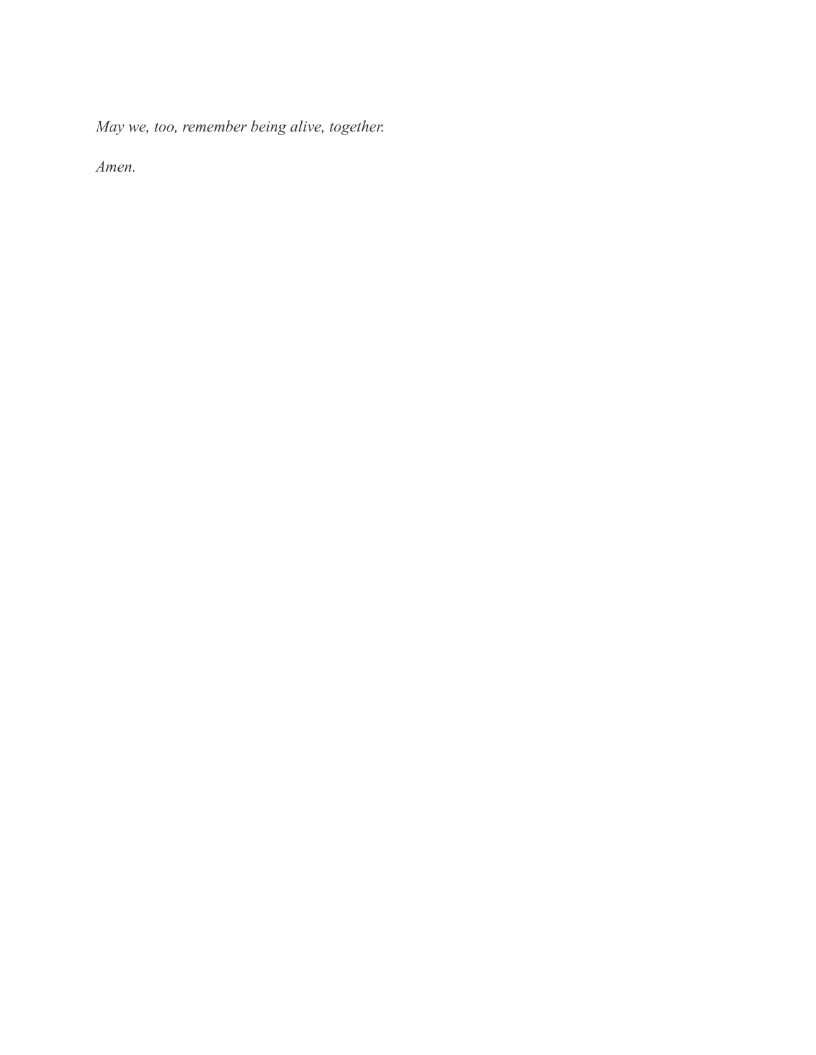*May we, too, remember being alive, together.*

*Amen.*